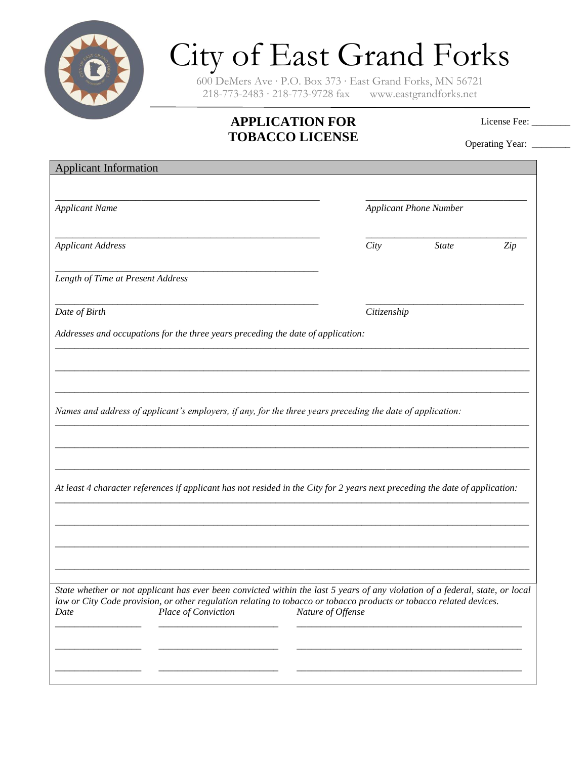# City of East Grand Forks

600 DeMers Ave · P.O. Box 373 · East Grand Forks, MN 56721
218-773-2483 · 218-773-9728 fax www.eastgrandforks.net

## APPLICATION FOR TOBACCO LICENSE

License Fee: ________

Operating Year: ________

### Applicant Information

_______________________________________ _______________________

*Applicant Name* *Applicant Phone Number*

_______________________________________ _______________________

*Applicant Address* *City* *State* *Zip*

_______________________________________

*Length of Time at Present Address*

_______________________________________ _______________________

*Date of Birth* *Citizenship*

*Addresses and occupations for the three years preceding the date of application:*

_______________________________________________________________________________

_______________________________________________________________________________

_______________________________________________________________________________

*Names and address of applicant's employers, if any, for the three years preceding the date of application:*

_______________________________________________________________________________

_______________________________________________________________________________

_______________________________________________________________________________

*At least 4 character references if applicant has not resided in the City for 2 years next preceding the date of application:*

_______________________________________________________________________________

_______________________________________________________________________________

_______________________________________________________________________________

_______________________________________________________________________________

*State whether or not applicant has ever been convicted within the last 5 years of any violation of a federal, state, or local law or City Code provision, or other regulation relating to tobacco or tobacco products or tobacco related devices.*

| *Date* | *Place of Conviction* | *Nature of Offense* |
|---|---|---|
| | | |
| | | |
| | | |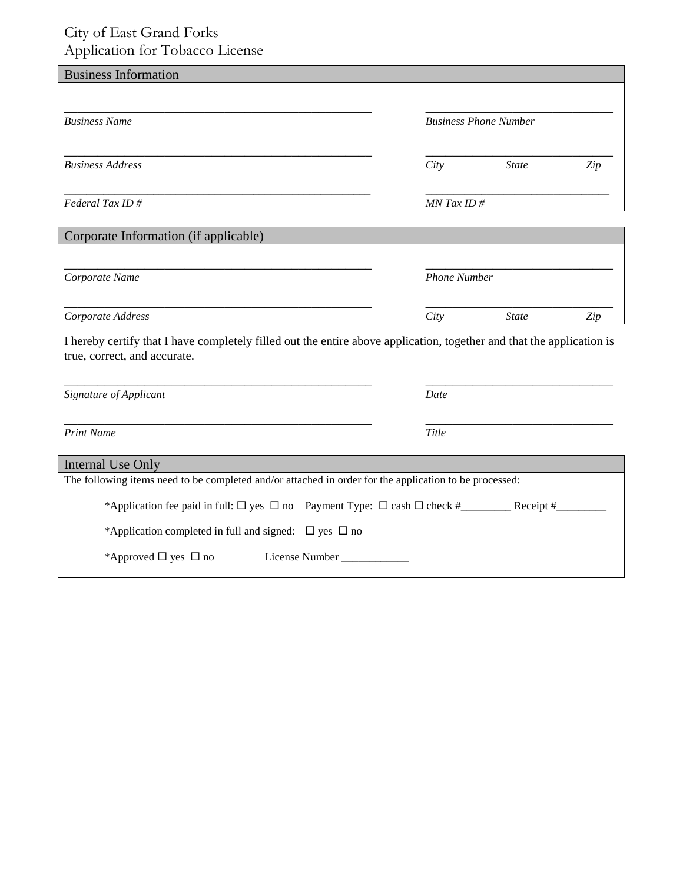# City of East Grand Forks
# Application for Tobacco License

## Business Information

________________________________________ ________________________

*Business Name* *Business Phone Number*

________________________________________ ________________________

*Business Address* *City State Zip*

________________________________________ ________________________

*Federal Tax ID #* *MN Tax ID #*

## Corporate Information (if applicable)

________________________________________ ________________________

*Corporate Name* *Phone Number*

________________________________________ ________________________

*Corporate Address* *City State Zip*

I hereby certify that I have completely filled out the entire above application, together and that the application is true, correct, and accurate.

________________________________________ ________________________

*Signature of Applicant* *Date*

________________________________________ ________________________

*Print Name* *Title*

## Internal Use Only

The following items need to be completed and/or attached in order for the application to be processed:

*Application fee paid in full: ☐ yes ☐ no Payment Type: ☐ cash ☐ check #_________ Receipt #_________

*Application completed in full and signed: ☐ yes ☐ no

*Approved ☐ yes ☐ no License Number ____________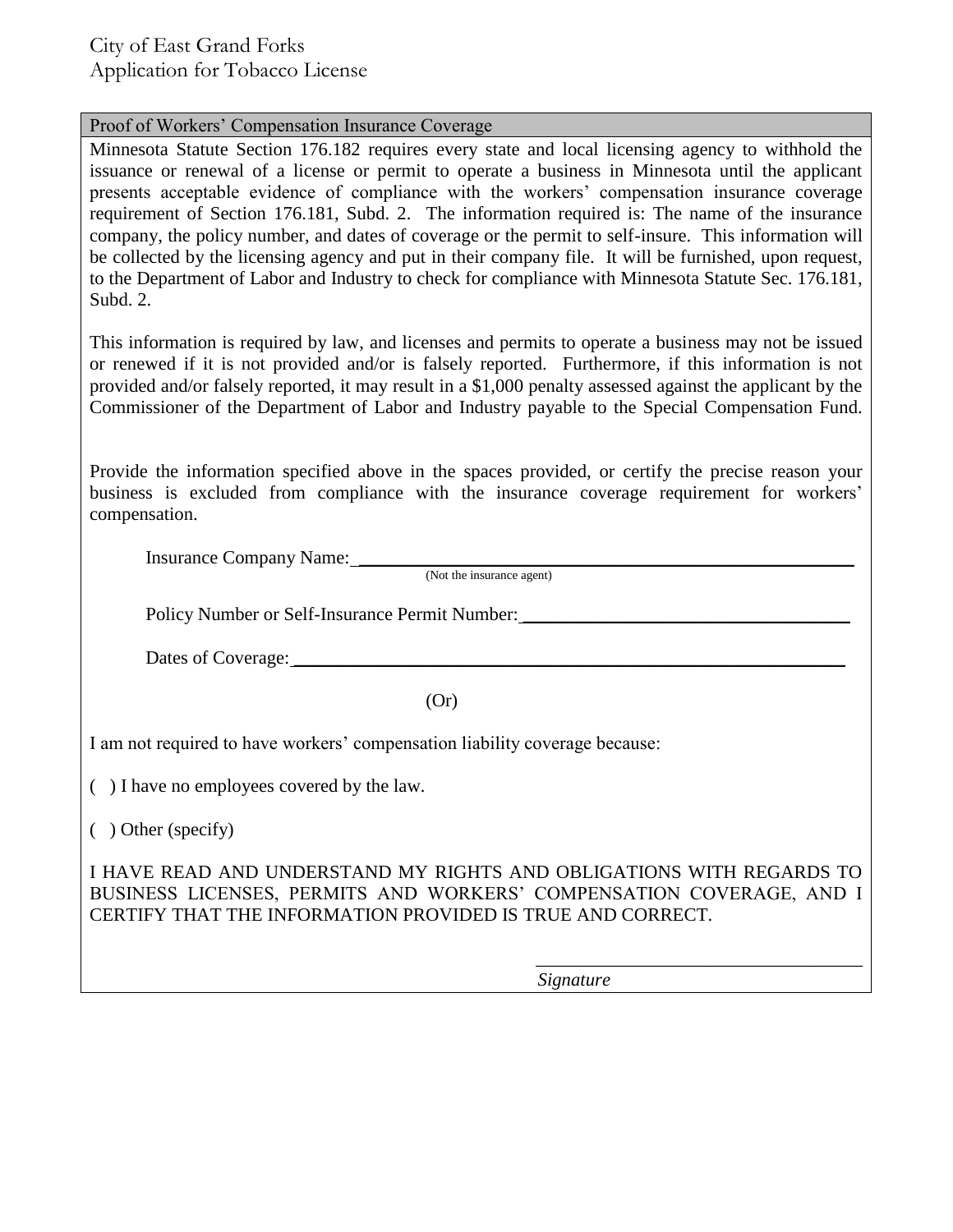City of East Grand Forks
Application for Tobacco License

## Proof of Workers' Compensation Insurance Coverage

Minnesota Statute Section 176.182 requires every state and local licensing agency to withhold the issuance or renewal of a license or permit to operate a business in Minnesota until the applicant presents acceptable evidence of compliance with the workers' compensation insurance coverage requirement of Section 176.181, Subd. 2. The information required is: The name of the insurance company, the policy number, and dates of coverage or the permit to self-insure. This information will be collected by the licensing agency and put in their company file. It will be furnished, upon request, to the Department of Labor and Industry to check for compliance with Minnesota Statute Sec. 176.181, Subd. 2.

This information is required by law, and licenses and permits to operate a business may not be issued or renewed if it is not provided and/or is falsely reported. Furthermore, if this information is not provided and/or falsely reported, it may result in a $1,000 penalty assessed against the applicant by the Commissioner of the Department of Labor and Industry payable to the Special Compensation Fund.

Provide the information specified above in the spaces provided, or certify the precise reason your business is excluded from compliance with the insurance coverage requirement for workers' compensation.

Insurance Company Name: ______________________________________________
(Not the insurance agent)

Policy Number or Self-Insurance Permit Number: ____________________________

Dates of Coverage: ____________________________________________________

(Or)

I am not required to have workers' compensation liability coverage because:

( ) I have no employees covered by the law.

( ) Other (specify)

I HAVE READ AND UNDERSTAND MY RIGHTS AND OBLIGATIONS WITH REGARDS TO BUSINESS LICENSES, PERMITS AND WORKERS' COMPENSATION COVERAGE, AND I CERTIFY THAT THE INFORMATION PROVIDED IS TRUE AND CORRECT.

____________________________________
*Signature*